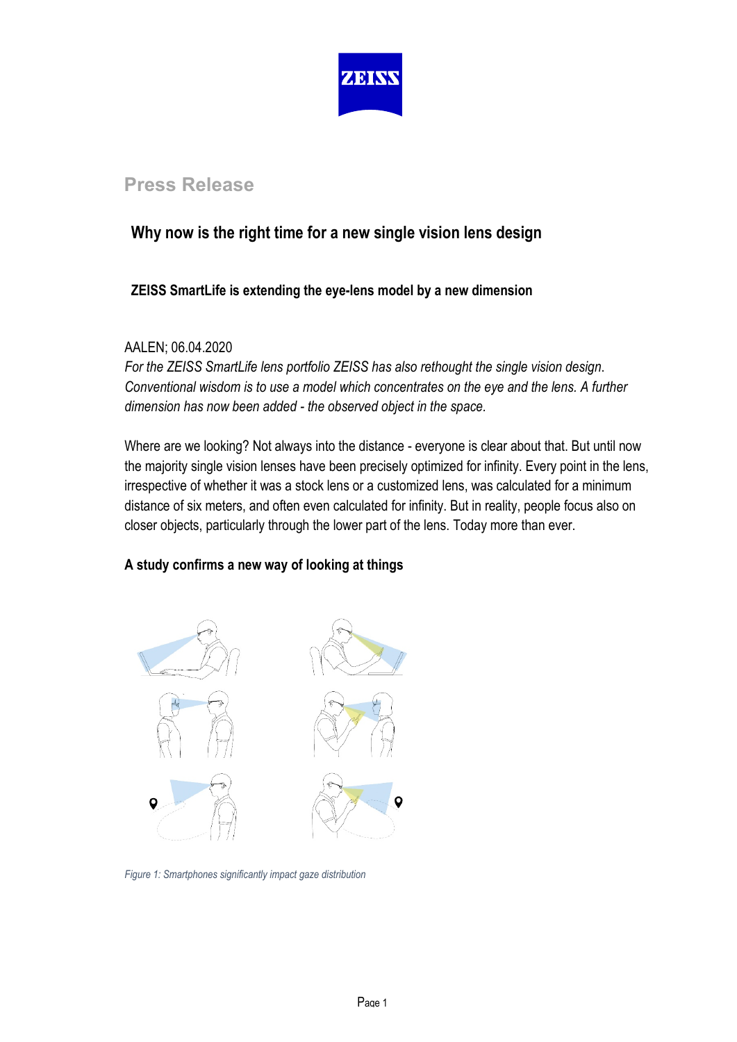Press Release

# Why now is the right time for a new single vision lens design

## ZEISS SmartLife is extending the eye-lens model by a new dimension

AALEN; 06.04.2020

*For the ZEISS SmartLife lens portfolio ZEISS has also rethought the single vision design. Conventional wisdom is to use a model which concentrates on the eye and the lens. A further dimension has now been added - the observed object in the space.*

Where are we looking? Not always into the distance - everyone is clear about that. But until now the majority single vision lenses have been precisely optimized for infinity. Every point in the lens, irrespective of whether it was a stock lens or a customized lens, was calculated for a minimum distance of six meters, and often even calculated for infinity. But in reality, people focus also on closer objects, particularly through the lower part of the lens. Today more than ever.

### A study confirms a new way of looking at things

*Figure 1: Smartphones significantly impact gaze distribution*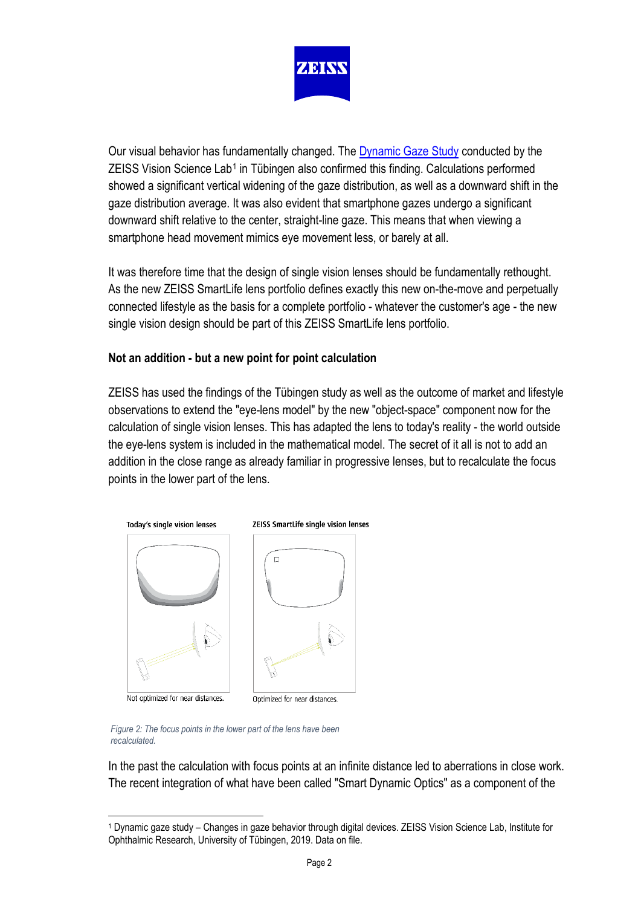Our visual behavior has fundamentally changed. The Dynamic Gaze Study conducted by the ZEISS Vision Science Lab[1] in Tübingen also confirmed this finding. Calculations performed showed a significant vertical widening of the gaze distribution, as well as a downward shift in the gaze distribution average. It was also evident that smartphone gazes undergo a significant downward shift relative to the center, straight-line gaze. This means that when viewing a smartphone head movement mimics eye movement less, or barely at all.

It was therefore time that the design of single vision lenses should be fundamentally rethought. As the new ZEISS SmartLife lens portfolio defines exactly this new on-the-move and perpetually connected lifestyle as the basis for a complete portfolio - whatever the customer's age - the new single vision design should be part of this ZEISS SmartLife lens portfolio.

**Not an addition - but a new point for point calculation**

ZEISS has used the findings of the Tübingen study as well as the outcome of market and lifestyle observations to extend the "eye-lens model" by the new "object-space" component now for the calculation of single vision lenses. This has adapted the lens to today's reality - the world outside the eye-lens system is included in the mathematical model. The secret of it all is not to add an addition in the close range as already familiar in progressive lenses, but to recalculate the focus points in the lower part of the lens.

Today's single vision lenses — Not optimized for near distances.

ZEISS SmartLife single vision lenses — Optimized for near distances.

*Figure 2: The focus points in the lower part of the lens have been recalculated.*

In the past the calculation with focus points at an infinite distance led to aberrations in close work. The recent integration of what have been called "Smart Dynamic Optics" as a component of the

---

[1] Dynamic gaze study – Changes in gaze behavior through digital devices. ZEISS Vision Science Lab, Institute for Ophthalmic Research, University of Tübingen, 2019. Data on file.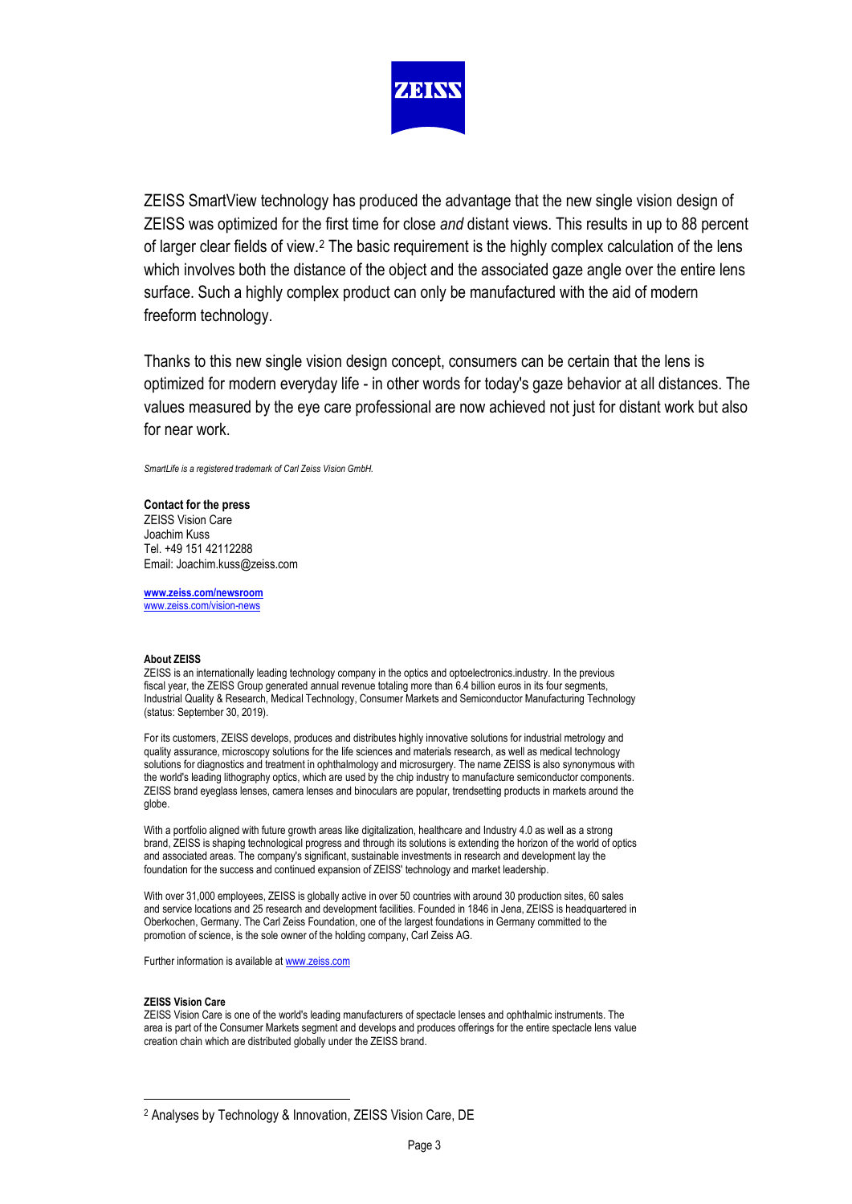ZEISS SmartView technology has produced the advantage that the new single vision design of ZEISS was optimized for the first time for close *and* distant views. This results in up to 88 percent of larger clear fields of view.[2] The basic requirement is the highly complex calculation of the lens which involves both the distance of the object and the associated gaze angle over the entire lens surface. Such a highly complex product can only be manufactured with the aid of modern freeform technology.

Thanks to this new single vision design concept, consumers can be certain that the lens is optimized for modern everyday life - in other words for today's gaze behavior at all distances. The values measured by the eye care professional are now achieved not just for distant work but also for near work.

*SmartLife is a registered trademark of Carl Zeiss Vision GmbH.*

**Contact for the press**
ZEISS Vision Care
Joachim Kuss
Tel. +49 151 42112288
Email: Joachim.kuss@zeiss.com

**www.zeiss.com/newsroom**
www.zeiss.com/vision-news

**About ZEISS**
ZEISS is an internationally leading technology company in the optics and optoelectronics.industry. In the previous fiscal year, the ZEISS Group generated annual revenue totaling more than 6.4 billion euros in its four segments, Industrial Quality & Research, Medical Technology, Consumer Markets and Semiconductor Manufacturing Technology (status: September 30, 2019).

For its customers, ZEISS develops, produces and distributes highly innovative solutions for industrial metrology and quality assurance, microscopy solutions for the life sciences and materials research, as well as medical technology solutions for diagnostics and treatment in ophthalmology and microsurgery. The name ZEISS is also synonymous with the world's leading lithography optics, which are used by the chip industry to manufacture semiconductor components. ZEISS brand eyeglass lenses, camera lenses and binoculars are popular, trendsetting products in markets around the globe.

With a portfolio aligned with future growth areas like digitalization, healthcare and Industry 4.0 as well as a strong brand, ZEISS is shaping technological progress and through its solutions is extending the horizon of the world of optics and associated areas. The company's significant, sustainable investments in research and development lay the foundation for the success and continued expansion of ZEISS' technology and market leadership.

With over 31,000 employees, ZEISS is globally active in over 50 countries with around 30 production sites, 60 sales and service locations and 25 research and development facilities. Founded in 1846 in Jena, ZEISS is headquartered in Oberkochen, Germany. The Carl Zeiss Foundation, one of the largest foundations in Germany committed to the promotion of science, is the sole owner of the holding company, Carl Zeiss AG.

Further information is available at www.zeiss.com

**ZEISS Vision Care**
ZEISS Vision Care is one of the world's leading manufacturers of spectacle lenses and ophthalmic instruments. The area is part of the Consumer Markets segment and develops and produces offerings for the entire spectacle lens value creation chain which are distributed globally under the ZEISS brand.

---

[2] Analyses by Technology & Innovation, ZEISS Vision Care, DE